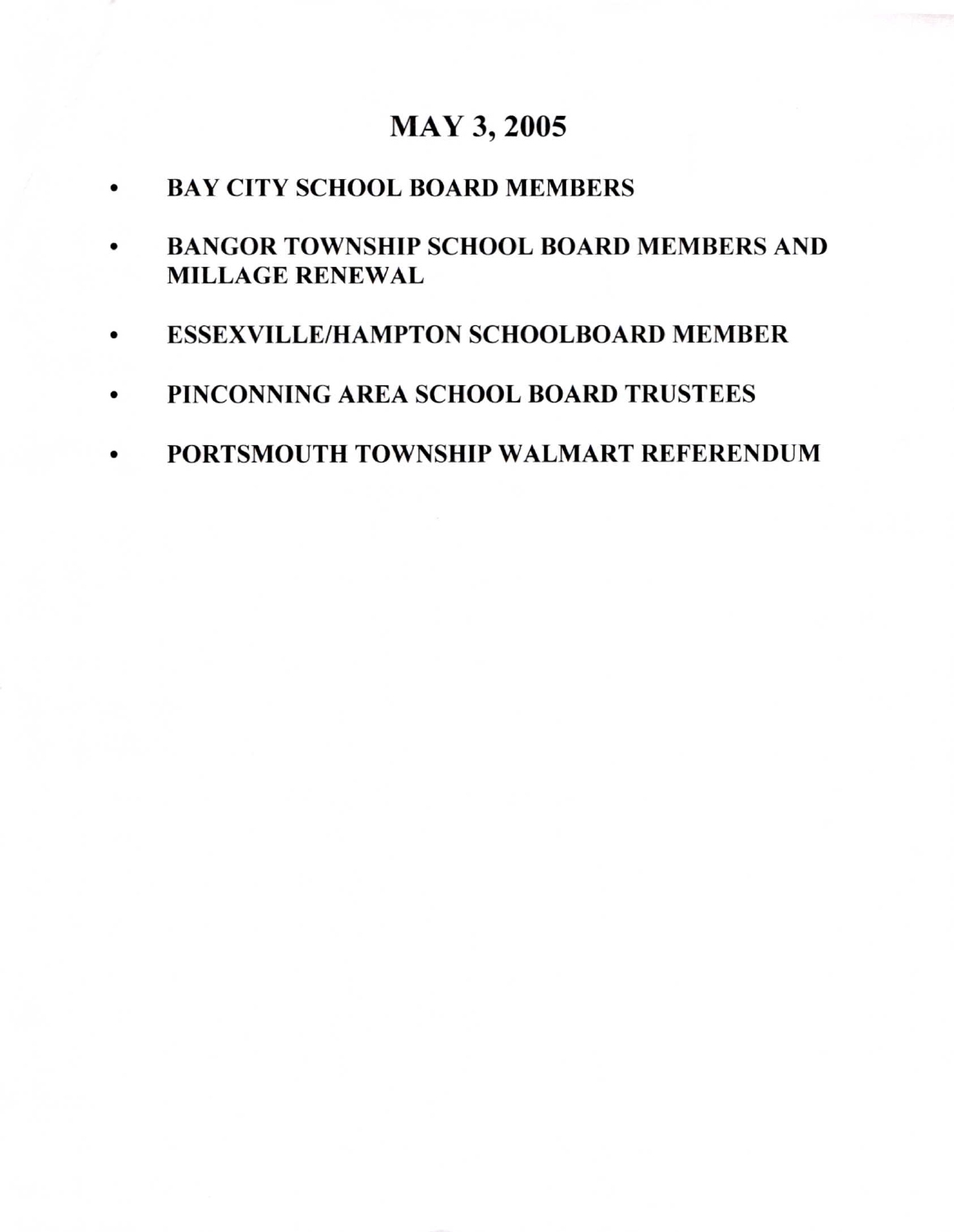# MAY 3, 2005

- **BAY CITY SCHOOL BOARD MEMBERS**
- **BANGOR TOWNSHIP SCHOOL BOARD MEMBERS AND MILLAGE RENEWAL**
- **ESSEXVILLE/HAMPTON SCHOOLBOARD MEMBER**
- **PINCONNING AREA SCHOOL BOARD TRUSTEES**
- **PORTSMOUTH TOWNSHIP WALMART REFERENDUM**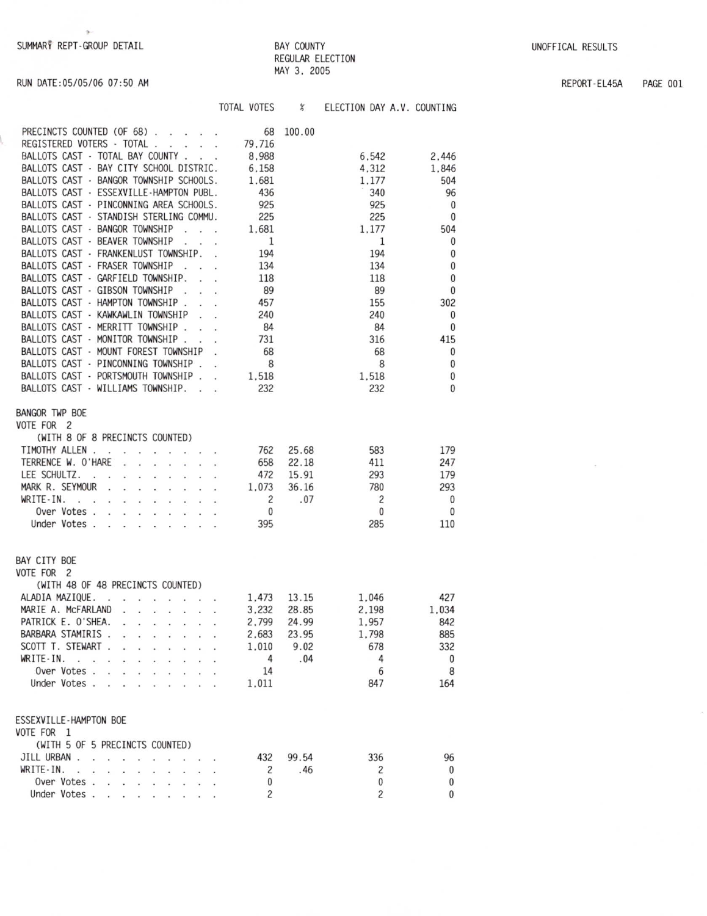SUMMARY REPT-GROUP DETAIL

BAY COUNTY
REGULAR ELECTION
MAY 3, 2005

UNOFFICAL RESULTS

RUN DATE:05/05/06 07:50 AM

REPORT-EL45A PAGE 001

| | TOTAL VOTES | % | ELECTION DAY | A.V. COUNTING |
|---|---|---|---|---|
| PRECINCTS COUNTED (OF 68) . . . . . | 68 | 100.00 | | |
| REGISTERED VOTERS - TOTAL . . . . . | 79,716 | | | |
| BALLOTS CAST - TOTAL BAY COUNTY . . . | 8,988 | | 6,542 | 2,446 |
| BALLOTS CAST - BAY CITY SCHOOL DISTRIC. | 6,158 | | 4,312 | 1,846 |
| BALLOTS CAST - BANGOR TOWNSHIP SCHOOLS. | 1,681 | | 1,177 | 504 |
| BALLOTS CAST - ESSEXVILLE-HAMPTON PUBL. | 436 | | 340 | 96 |
| BALLOTS CAST - PINCONNING AREA SCHOOLS. | 925 | | 925 | 0 |
| BALLOTS CAST - STANDISH STERLING COMMU. | 225 | | 225 | 0 |
| BALLOTS CAST - BANGOR TOWNSHIP . . . | 1,681 | | 1,177 | 504 |
| BALLOTS CAST - BEAVER TOWNSHIP . . . | 1 | | 1 | 0 |
| BALLOTS CAST - FRANKENLUST TOWNSHIP. . | 194 | | 194 | 0 |
| BALLOTS CAST - FRASER TOWNSHIP . . . | 134 | | 134 | 0 |
| BALLOTS CAST - GARFIELD TOWNSHIP. . . | 118 | | 118 | 0 |
| BALLOTS CAST - GIBSON TOWNSHIP . . . | 89 | | 89 | 0 |
| BALLOTS CAST - HAMPTON TOWNSHIP . . . | 457 | | 155 | 302 |
| BALLOTS CAST - KAWKAWLIN TOWNSHIP . . | 240 | | 240 | 0 |
| BALLOTS CAST - MERRITT TOWNSHIP . . . | 84 | | 84 | 0 |
| BALLOTS CAST - MONITOR TOWNSHIP . . . | 731 | | 316 | 415 |
| BALLOTS CAST - MOUNT FOREST TOWNSHIP . | 68 | | 68 | 0 |
| BALLOTS CAST - PINCONNING TOWNSHIP . . | 8 | | 8 | 0 |
| BALLOTS CAST - PORTSMOUTH TOWNSHIP . . | 1,518 | | 1,518 | 0 |
| BALLOTS CAST - WILLIAMS TOWNSHIP. . . | 232 | | 232 | 0 |

BANGOR TWP BOE
VOTE FOR 2
(WITH 8 OF 8 PRECINCTS COUNTED)

| | TOTAL VOTES | % | ELECTION DAY | A.V. COUNTING |
|---|---|---|---|---|
| TIMOTHY ALLEN . . . . . . . . . . | 762 | 25.68 | 583 | 179 |
| TERRENCE W. O'HARE . . . . . . . . | 658 | 22.18 | 411 | 247 |
| LEE SCHULTZ. . . . . . . . . . . | 472 | 15.91 | 293 | 179 |
| MARK R. SEYMOUR . . . . . . . . . | 1,073 | 36.16 | 780 | 293 |
| WRITE-IN. . . . . . . . . . . . | 2 | .07 | 2 | 0 |
| Over Votes . . . . . . . . . . | 0 | | 0 | 0 |
| Under Votes . . . . . . . . . . | 395 | | 285 | 110 |

BAY CITY BOE
VOTE FOR 2
(WITH 48 OF 48 PRECINCTS COUNTED)

| | TOTAL VOTES | % | ELECTION DAY | A.V. COUNTING |
|---|---|---|---|---|
| ALADIA MAZIQUE. . . . . . . . . . | 1,473 | 13.15 | 1,046 | 427 |
| MARIE A. McFARLAND . . . . . . . . | 3,232 | 28.85 | 2,198 | 1,034 |
| PATRICK E. O'SHEA. . . . . . . . . | 2,799 | 24.99 | 1,957 | 842 |
| BARBARA STAMIRIS . . . . . . . . . | 2,683 | 23.95 | 1,798 | 885 |
| SCOTT T. STEWART . . . . . . . . . | 1,010 | 9.02 | 678 | 332 |
| WRITE-IN. . . . . . . . . . . . | 4 | .04 | 4 | 0 |
| Over Votes . . . . . . . . . . | 14 | | 6 | 8 |
| Under Votes . . . . . . . . . . | 1,011 | | 847 | 164 |

ESSEXVILLE-HAMPTON BOE
VOTE FOR 1
(WITH 5 OF 5 PRECINCTS COUNTED)

| | TOTAL VOTES | % | ELECTION DAY | A.V. COUNTING |
|---|---|---|---|---|
| JILL URBAN . . . . . . . . . . . | 432 | 99.54 | 336 | 96 |
| WRITE-IN. . . . . . . . . . . . | 2 | .46 | 2 | 0 |
| Over Votes . . . . . . . . . . | 0 | | 0 | 0 |
| Under Votes . . . . . . . . . . | 2 | | 2 | 0 |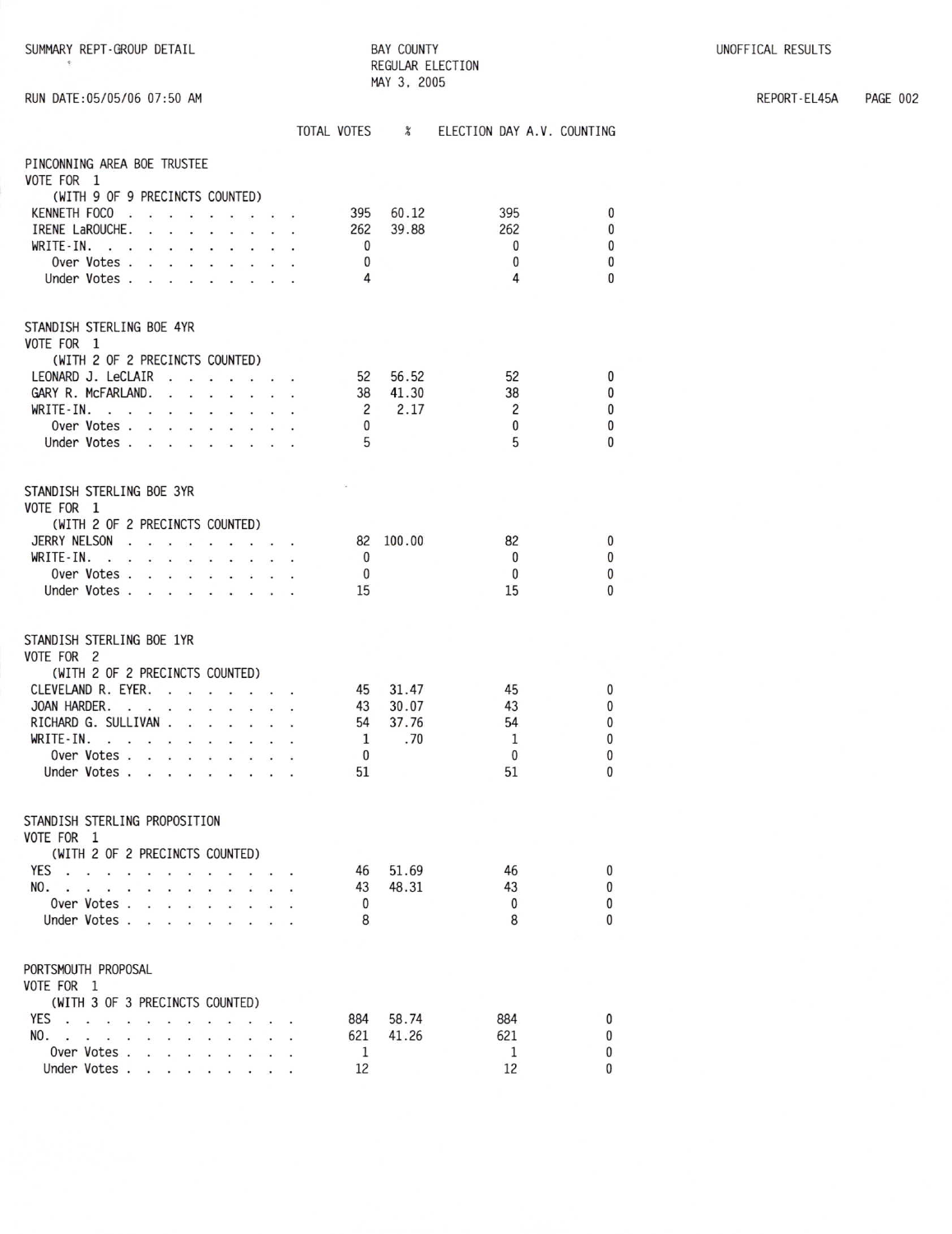SUMMARY REPT-GROUP DETAIL

BAY COUNTY
REGULAR ELECTION
MAY 3, 2005

UNOFFICAL RESULTS

RUN DATE:05/05/06 07:50 AM

REPORT-EL45A PAGE 002

## PINCONNING AREA BOE TRUSTEE

VOTE FOR 1
(WITH 9 OF 9 PRECINCTS COUNTED)

| | TOTAL VOTES | % | ELECTION DAY | A.V. COUNTING |
|---|---|---|---|---|
| KENNETH FOCO | 395 | 60.12 | 395 | 0 |
| IRENE LaROUCHE | 262 | 39.88 | 262 | 0 |
| WRITE-IN | 0 | | 0 | 0 |
| Over Votes | 0 | | 0 | 0 |
| Under Votes | 4 | | 4 | 0 |

## STANDISH STERLING BOE 4YR

VOTE FOR 1
(WITH 2 OF 2 PRECINCTS COUNTED)

| | TOTAL VOTES | % | ELECTION DAY | A.V. COUNTING |
|---|---|---|---|---|
| LEONARD J. LeCLAIR | 52 | 56.52 | 52 | 0 |
| GARY R. McFARLAND | 38 | 41.30 | 38 | 0 |
| WRITE-IN | 2 | 2.17 | 2 | 0 |
| Over Votes | 0 | | 0 | 0 |
| Under Votes | 5 | | 5 | 0 |

## STANDISH STERLING BOE 3YR

VOTE FOR 1
(WITH 2 OF 2 PRECINCTS COUNTED)

| | TOTAL VOTES | % | ELECTION DAY | A.V. COUNTING |
|---|---|---|---|---|
| JERRY NELSON | 82 | 100.00 | 82 | 0 |
| WRITE-IN | 0 | | 0 | 0 |
| Over Votes | 0 | | 0 | 0 |
| Under Votes | 15 | | 15 | 0 |

## STANDISH STERLING BOE 1YR

VOTE FOR 2
(WITH 2 OF 2 PRECINCTS COUNTED)

| | TOTAL VOTES | % | ELECTION DAY | A.V. COUNTING |
|---|---|---|---|---|
| CLEVELAND R. EYER | 45 | 31.47 | 45 | 0 |
| JOAN HARDER | 43 | 30.07 | 43 | 0 |
| RICHARD G. SULLIVAN | 54 | 37.76 | 54 | 0 |
| WRITE-IN | 1 | .70 | 1 | 0 |
| Over Votes | 0 | | 0 | 0 |
| Under Votes | 51 | | 51 | 0 |

## STANDISH STERLING PROPOSITION

VOTE FOR 1
(WITH 2 OF 2 PRECINCTS COUNTED)

| | TOTAL VOTES | % | ELECTION DAY | A.V. COUNTING |
|---|---|---|---|---|
| YES | 46 | 51.69 | 46 | 0 |
| NO | 43 | 48.31 | 43 | 0 |
| Over Votes | 0 | | 0 | 0 |
| Under Votes | 8 | | 8 | 0 |

## PORTSMOUTH PROPOSAL

VOTE FOR 1
(WITH 3 OF 3 PRECINCTS COUNTED)

| | TOTAL VOTES | % | ELECTION DAY | A.V. COUNTING |
|---|---|---|---|---|
| YES | 884 | 58.74 | 884 | 0 |
| NO | 621 | 41.26 | 621 | 0 |
| Over Votes | 1 | | 1 | 0 |
| Under Votes | 12 | | 12 | 0 |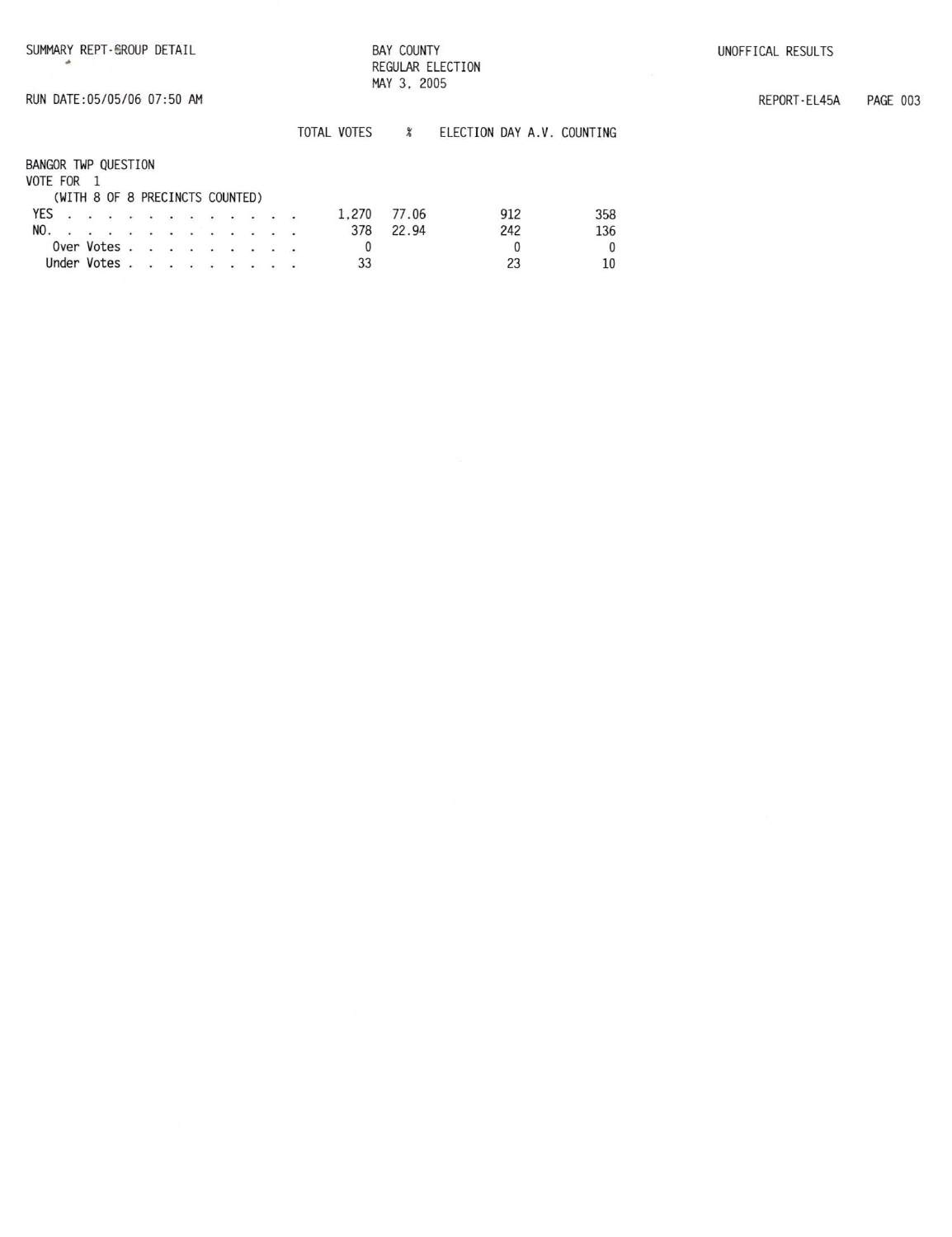SUMMARY REPT-GROUP DETAIL

BAY COUNTY
REGULAR ELECTION
MAY 3, 2005

UNOFFICAL RESULTS

RUN DATE:05/05/06 07:50 AM

REPORT-EL45A PAGE 003

BANGOR TWP QUESTION
VOTE FOR 1
(WITH 8 OF 8 PRECINCTS COUNTED)

| | TOTAL VOTES | % | ELECTION DAY | A.V. COUNTING |
|---|---|---|---|---|
| YES | 1,270 | 77.06 | 912 | 358 |
| NO. | 378 | 22.94 | 242 | 136 |
| Over Votes | 0 | | 0 | 0 |
| Under Votes | 33 | | 23 | 10 |